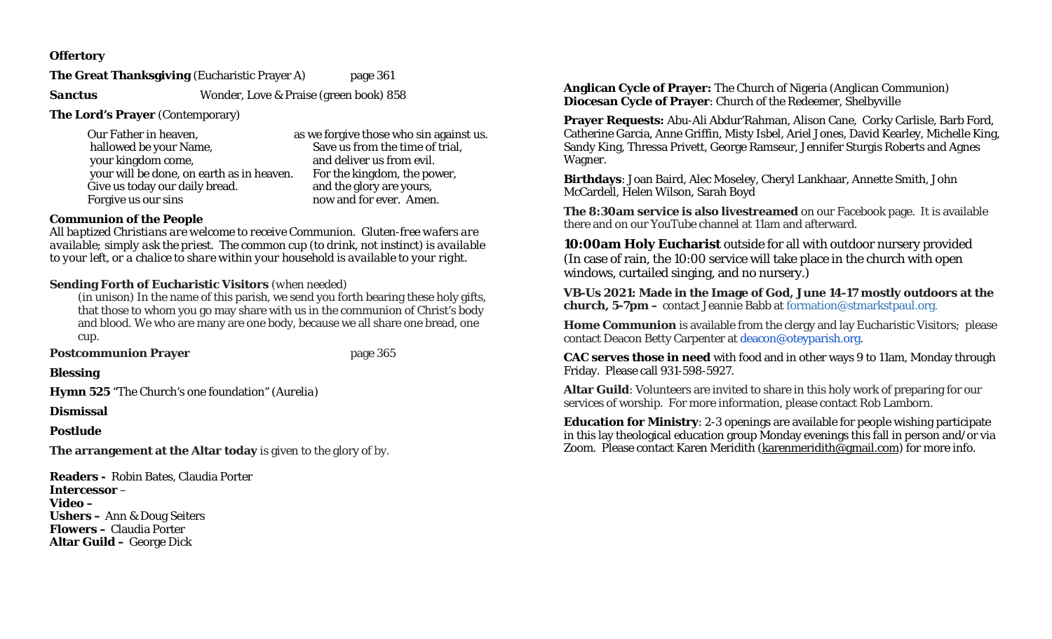**Offertory**

**The Great Thanksgiving** (Eucharistic Prayer A) page 361

***Sanctus*** Wonder, Love & Praise (green book) 858

**The Lord's Prayer** (Contemporary)

Our Father in heaven,
hallowed be your Name,
your kingdom come,
your will be done, on earth as in heaven.
Give us today our daily bread.
Forgive us our sins
as we forgive those who sin against us.
Save us from the time of trial,
and deliver us from evil.
For the kingdom, the power,
and the glory are yours,
now and for ever. Amen.

**Communion of the People**

*All baptized Christians are welcome to receive Communion. Gluten-free wafers are available; simply ask the priest. The common cup (to drink, not instinct) is available to your left, or a chalice to share within your household is available to your right.*

**Sending Forth of Eucharistic Visitors** (when needed)

(in unison) In the name of this parish, we send you forth bearing these holy gifts, that those to whom you go may share with us in the communion of Christ's body and blood. We who are many are one body, because we all share one bread, one cup.

**Postcommunion Prayer** page 365

**Blessing**

**Hymn 525** "The Church's one foundation" (*Aurelia*)

**Dismissal**

**Postlude**

**The arrangement at the Altar today** is given to the glory of by.

**Readers -** Robin Bates, Claudia Porter
**Intercessor** –
**Video –**
**Ushers –** Ann & Doug Seiters
**Flowers –** Claudia Porter
**Altar Guild –** George Dick

**Anglican Cycle of Prayer:** The Church of Nigeria (Anglican Communion)
**Diocesan Cycle of Prayer**: Church of the Redeemer, Shelbyville

**Prayer Requests:** Abu-Ali Abdur'Rahman, Alison Cane, Corky Carlisle, Barb Ford, Catherine Garcia, Anne Griffin, Misty Isbel, Ariel Jones, David Kearley, Michelle King, Sandy King, Thressa Privett, George Ramseur, Jennifer Sturgis Roberts and Agnes Wagner.

**Birthdays**: Joan Baird, Alec Moseley, Cheryl Lankhaar, Annette Smith, John McCardell, Helen Wilson, Sarah Boyd

**The 8:30am service is also livestreamed** on our Facebook page. It is available there and on our YouTube channel at 11am and afterward.

**10:00am Holy Eucharist** outside for all with outdoor nursery provided (In case of rain, the 10:00 service will take place in the church with open windows, curtailed singing, and no nursery.)

**VB-Us 2021: Made in the Image of God, June 14-17 mostly outdoors at the church, 5-7pm –** contact Jeannie Babb at formation@stmarkstpaul.org.

**Home Communion** is available from the clergy and lay Eucharistic Visitors; please contact Deacon Betty Carpenter at deacon@oteyparish.org.

**CAC serves those in need** with food and in other ways 9 to 11am, Monday through Friday. Please call 931-598-5927.

**Altar Guild**: Volunteers are invited to share in this holy work of preparing for our services of worship. For more information, please contact Rob Lamborn.

**Education for Ministry**: 2-3 openings are available for people wishing participate in this lay theological education group Monday evenings this fall in person and/or via Zoom. Please contact Karen Meridith (karenmeridith@gmail.com) for more info.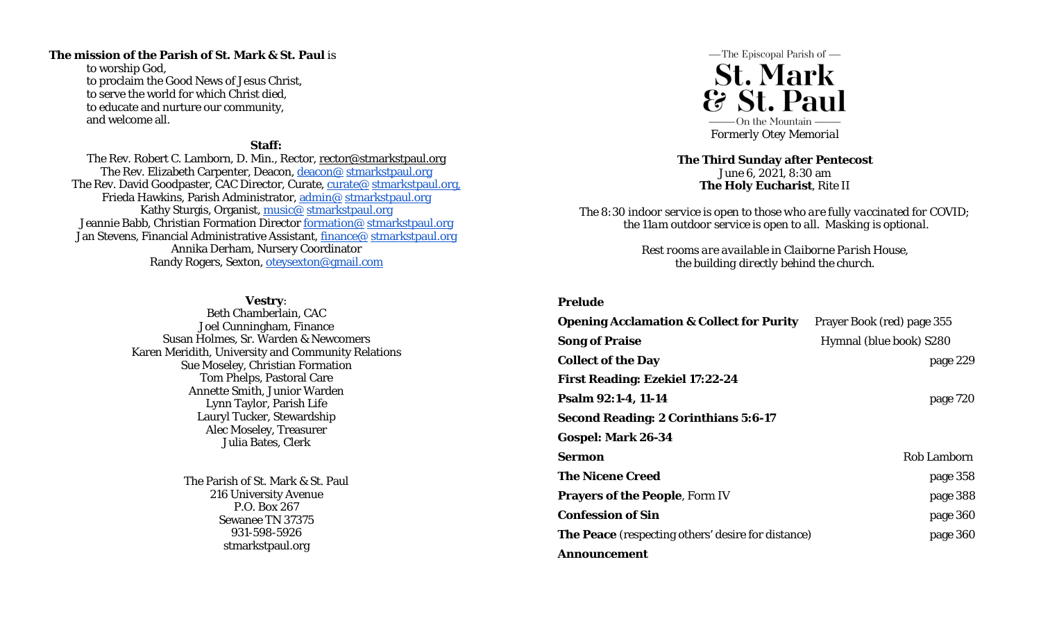**The mission of the Parish of St. Mark & St. Paul** is
to worship God,
to proclaim the Good News of Jesus Christ,
to serve the world for which Christ died,
to educate and nurture our community,
and welcome all.

**Staff:**

The Rev. Robert C. Lamborn, D. Min., Rector, rector@stmarkstpaul.org
The Rev. Elizabeth Carpenter, Deacon, deacon@ stmarkstpaul.org
The Rev. David Goodpaster, CAC Director, Curate, curate@ stmarkstpaul.org,
Frieda Hawkins, Parish Administrator, admin@ stmarkstpaul.org
Kathy Sturgis, Organist, music@ stmarkstpaul.org
Jeannie Babb, Christian Formation Director formation@ stmarkstpaul.org
Jan Stevens, Financial Administrative Assistant, finance@ stmarkstpaul.org
Annika Derham, Nursery Coordinator
Randy Rogers, Sexton, oteysexton@gmail.com

**Vestry**:

Beth Chamberlain, CAC
Joel Cunningham, Finance
Susan Holmes, Sr. Warden & Newcomers
Karen Meridith, University and Community Relations
Sue Moseley, Christian Formation
Tom Phelps, Pastoral Care
Annette Smith, Junior Warden
Lynn Taylor, Parish Life
Lauryl Tucker, Stewardship
Alec Moseley, Treasurer
Julia Bates, Clerk

The Parish of St. Mark & St. Paul
216 University Avenue
P.O. Box 267
Sewanee TN 37375
931-598-5926
stmarkstpaul.org

—The Episcopal Parish of —

# St. Mark & St. Paul

—On the Mountain —

*Formerly Otey Memorial*

**The Third Sunday after Pentecost**
June 6, 2021, 8:30 am
**The Holy Eucharist**, Rite II

*The 8:30 indoor service is open to those who are fully vaccinated for COVID; the 11am outdoor service is open to all. Masking is optional.*

*Rest rooms are available in Claiborne Parish House, the building directly behind the church.*

| | |
|---|---|
| **Prelude** | |
| **Opening Acclamation & Collect for Purity** | Prayer Book (red) page 355 |
| **Song of Praise** | Hymnal (blue book) S280 |
| **Collect of the Day** | page 229 |
| **First Reading: Ezekiel 17:22-24** | |
| **Psalm 92:1-4, 11-14** | page 720 |
| **Second Reading: 2 Corinthians 5:6-17** | |
| **Gospel: Mark 26-34** | |
| **Sermon** | Rob Lamborn |
| **The Nicene Creed** | page 358 |
| **Prayers of the People**, Form IV | page 388 |
| **Confession of Sin** | page 360 |
| **The Peace** (respecting others' desire for distance) | page 360 |
| **Announcement** | |